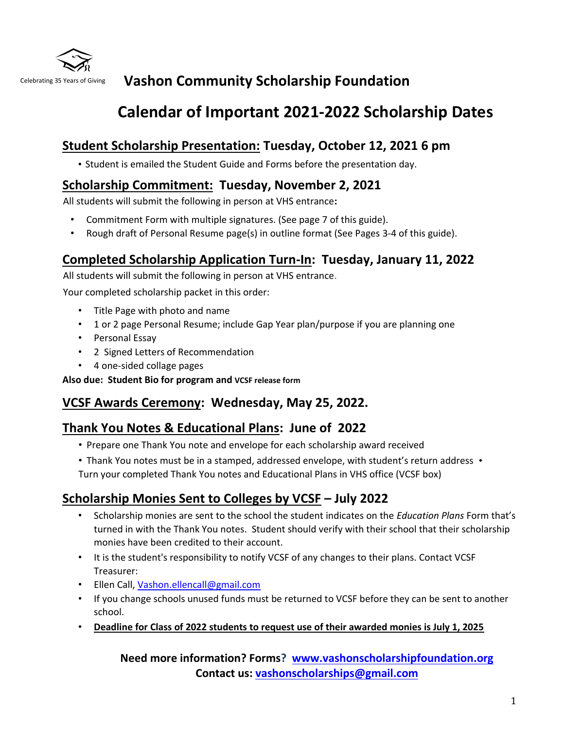Celebrating 35 Years of Giving

# Vashon Community Scholarship Foundation

# Calendar of Important 2021-2022 Scholarship Dates

## Student Scholarship Presentation: Tuesday, October 12, 2021 6 pm

- Student is emailed the Student Guide and Forms before the presentation day.

## Scholarship Commitment: Tuesday, November 2, 2021

All students will submit the following in person at VHS entrance**:**

- Commitment Form with multiple signatures. (See page 7 of this guide).
- Rough draft of Personal Resume page(s) in outline format (See Pages 3-4 of this guide).

## Completed Scholarship Application Turn-In: Tuesday, January 11, 2022

All students will submit the following in person at VHS entrance.

Your completed scholarship packet in this order:

- Title Page with photo and name
- 1 or 2 page Personal Resume; include Gap Year plan/purpose if you are planning one
- Personal Essay
- 2 Signed Letters of Recommendation
- 4 one-sided collage pages

**Also due: Student Bio for program and VCSF release form**

## VCSF Awards Ceremony: Wednesday, May 25, 2022.

## Thank You Notes & Educational Plans: June of 2022

- Prepare one Thank You note and envelope for each scholarship award received
- Thank You notes must be in a stamped, addressed envelope, with student's return address
- Turn your completed Thank You notes and Educational Plans in VHS office (VCSF box)

## Scholarship Monies Sent to Colleges by VCSF – July 2022

- Scholarship monies are sent to the school the student indicates on the *Education Plans* Form that's turned in with the Thank You notes. Student should verify with their school that their scholarship monies have been credited to their account.
- It is the student's responsibility to notify VCSF of any changes to their plans. Contact VCSF Treasurer:
- Ellen Call, Vashon.ellencall@gmail.com
- If you change schools unused funds must be returned to VCSF before they can be sent to another school.
- **Deadline for Class of 2022 students to request use of their awarded monies is July 1, 2025**

**Need more information? Forms? www.vashonscholarshipfoundation.org**
**Contact us: vashonscholarships@gmail.com**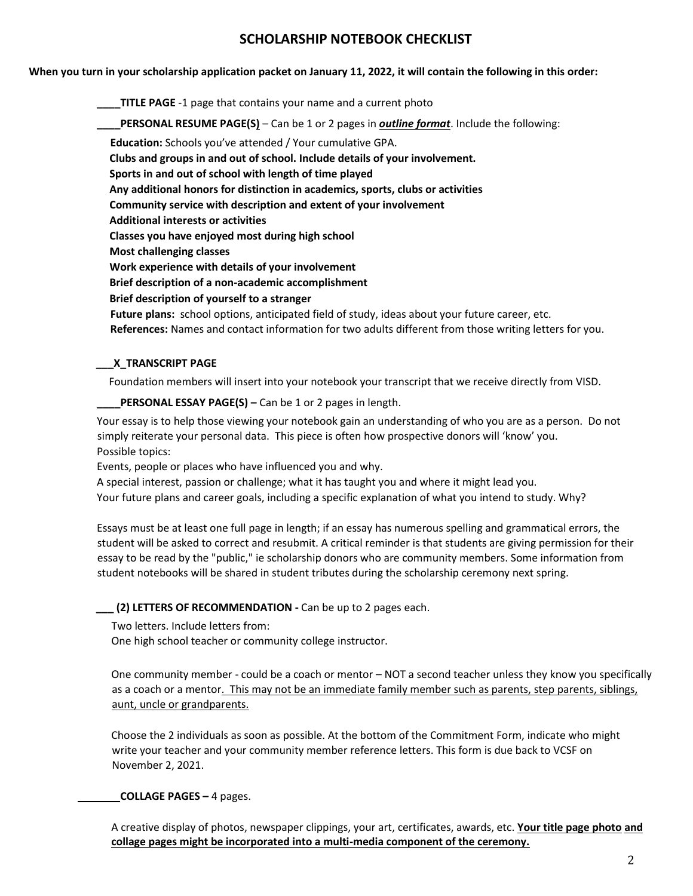# SCHOLARSHIP NOTEBOOK CHECKLIST

**When you turn in your scholarship application packet on January 11, 2022, it will contain the following in this order:**

____**TITLE PAGE** -1 page that contains your name and a current photo

____**PERSONAL RESUME PAGE(S)** – Can be 1 or 2 pages in ***outline format***. Include the following:

**Education:** Schools you've attended / Your cumulative GPA.
**Clubs and groups in and out of school. Include details of your involvement.**
**Sports in and out of school with length of time played**
**Any additional honors for distinction in academics, sports, clubs or activities**
**Community service with description and extent of your involvement**
**Additional interests or activities**
**Classes you have enjoyed most during high school**
**Most challenging classes**
**Work experience with details of your involvement**
**Brief description of a non-academic accomplishment**
**Brief description of yourself to a stranger**
**Future plans:** school options, anticipated field of study, ideas about your future career, etc.
**References:** Names and contact information for two adults different from those writing letters for you.

___X_**TRANSCRIPT PAGE**

Foundation members will insert into your notebook your transcript that we receive directly from VISD.

____**PERSONAL ESSAY PAGE(S) –** Can be 1 or 2 pages in length.

Your essay is to help those viewing your notebook gain an understanding of who you are as a person. Do not simply reiterate your personal data. This piece is often how prospective donors will 'know' you.
Possible topics:
Events, people or places who have influenced you and why.
A special interest, passion or challenge; what it has taught you and where it might lead you.
Your future plans and career goals, including a specific explanation of what you intend to study. Why?

Essays must be at least one full page in length; if an essay has numerous spelling and grammatical errors, the student will be asked to correct and resubmit. A critical reminder is that students are giving permission for their essay to be read by the "public," ie scholarship donors who are community members. Some information from student notebooks will be shared in student tributes during the scholarship ceremony next spring.

___ **(2) LETTERS OF RECOMMENDATION -** Can be up to 2 pages each.

Two letters. Include letters from:
One high school teacher or community college instructor.

One community member - could be a coach or mentor – NOT a second teacher unless they know you specifically as a coach or a mentor. This may not be an immediate family member such as parents, step parents, siblings, aunt, uncle or grandparents.

Choose the 2 individuals as soon as possible. At the bottom of the Commitment Form, indicate who might write your teacher and your community member reference letters. This form is due back to VCSF on November 2, 2021.

_______**COLLAGE PAGES –** 4 pages.

A creative display of photos, newspaper clippings, your art, certificates, awards, etc. **Your title page photo and collage pages might be incorporated into a multi-media component of the ceremony.**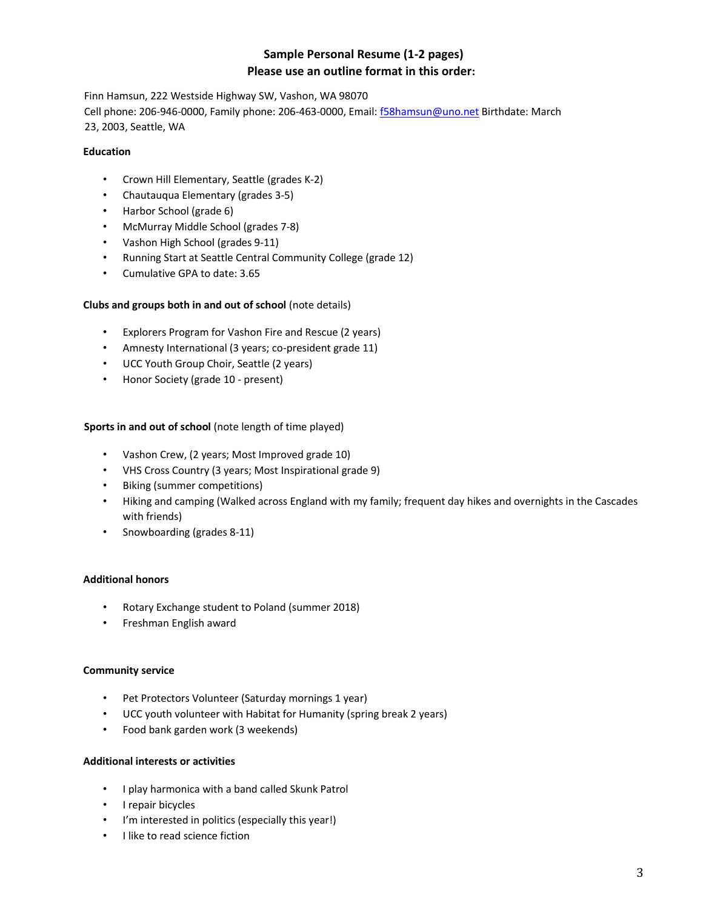## Sample Personal Resume (1-2 pages)
## Please use an outline format in this order:

Finn Hamsun, 222 Westside Highway SW, Vashon, WA 98070
Cell phone: 206-946-0000, Family phone: 206-463-0000, Email: f58hamsun@uno.net Birthdate: March 23, 2003, Seattle, WA

**Education**

- Crown Hill Elementary, Seattle (grades K-2)
- Chautauqua Elementary (grades 3-5)
- Harbor School (grade 6)
- McMurray Middle School (grades 7-8)
- Vashon High School (grades 9-11)
- Running Start at Seattle Central Community College (grade 12)
- Cumulative GPA to date: 3.65

**Clubs and groups both in and out of school** (note details)

- Explorers Program for Vashon Fire and Rescue (2 years)
- Amnesty International (3 years; co-president grade 11)
- UCC Youth Group Choir, Seattle (2 years)
- Honor Society (grade 10 - present)

**Sports in and out of school** (note length of time played)

- Vashon Crew, (2 years; Most Improved grade 10)
- VHS Cross Country (3 years; Most Inspirational grade 9)
- Biking (summer competitions)
- Hiking and camping (Walked across England with my family; frequent day hikes and overnights in the Cascades with friends)
- Snowboarding (grades 8-11)

**Additional honors**

- Rotary Exchange student to Poland (summer 2018)
- Freshman English award

**Community service**

- Pet Protectors Volunteer (Saturday mornings 1 year)
- UCC youth volunteer with Habitat for Humanity (spring break 2 years)
- Food bank garden work (3 weekends)

**Additional interests or activities**

- I play harmonica with a band called Skunk Patrol
- I repair bicycles
- I'm interested in politics (especially this year!)
- I like to read science fiction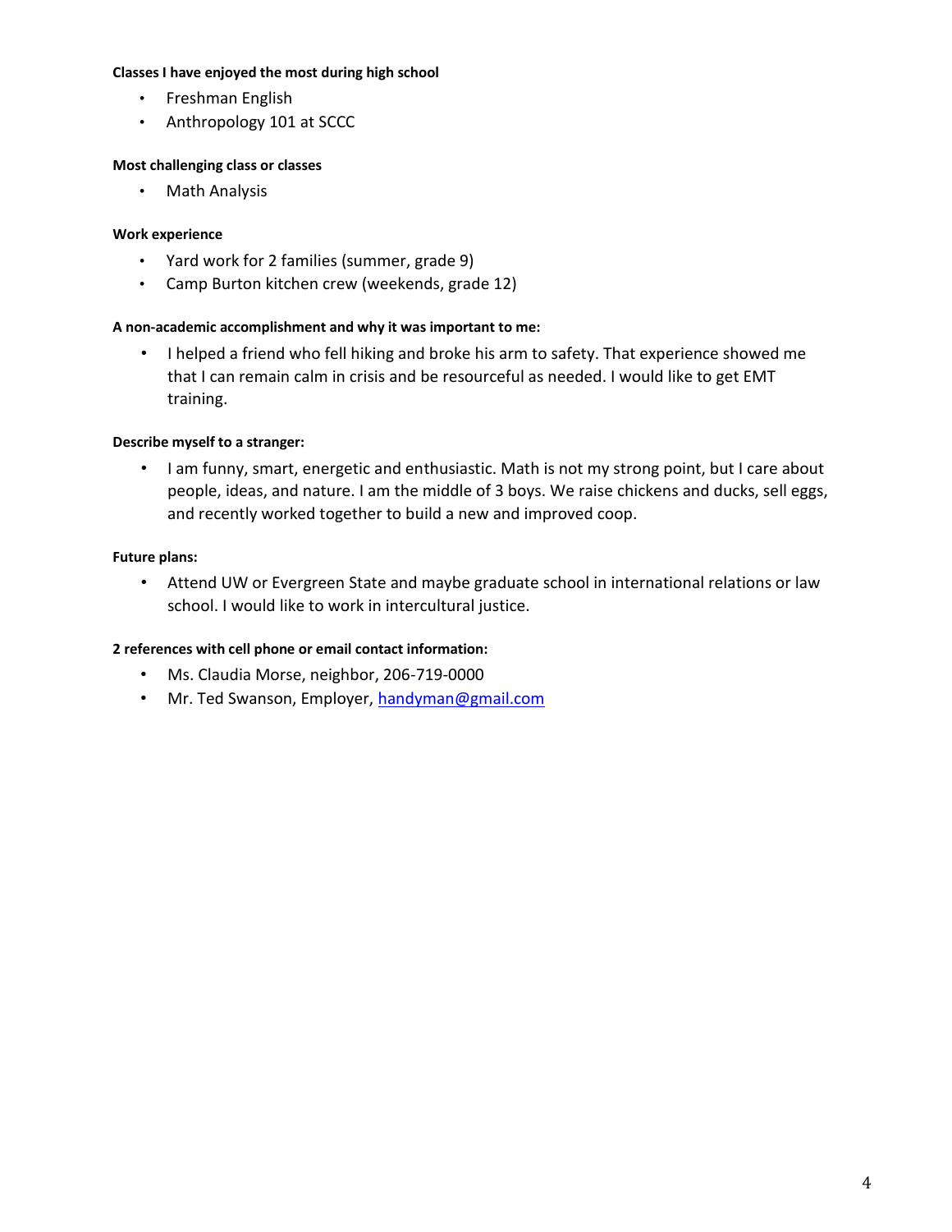**Classes I have enjoyed the most during high school**

- Freshman English
- Anthropology 101 at SCCC

**Most challenging class or classes**

- Math Analysis

**Work experience**

- Yard work for 2 families (summer, grade 9)
- Camp Burton kitchen crew (weekends, grade 12)

**A non-academic accomplishment and why it was important to me:**

- I helped a friend who fell hiking and broke his arm to safety. That experience showed me that I can remain calm in crisis and be resourceful as needed. I would like to get EMT training.

**Describe myself to a stranger:**

- I am funny, smart, energetic and enthusiastic. Math is not my strong point, but I care about people, ideas, and nature. I am the middle of 3 boys. We raise chickens and ducks, sell eggs, and recently worked together to build a new and improved coop.

**Future plans:**

- Attend UW or Evergreen State and maybe graduate school in international relations or law school. I would like to work in intercultural justice.

**2 references with cell phone or email contact information:**

- Ms. Claudia Morse, neighbor, 206-719-0000
- Mr. Ted Swanson, Employer, handyman@gmail.com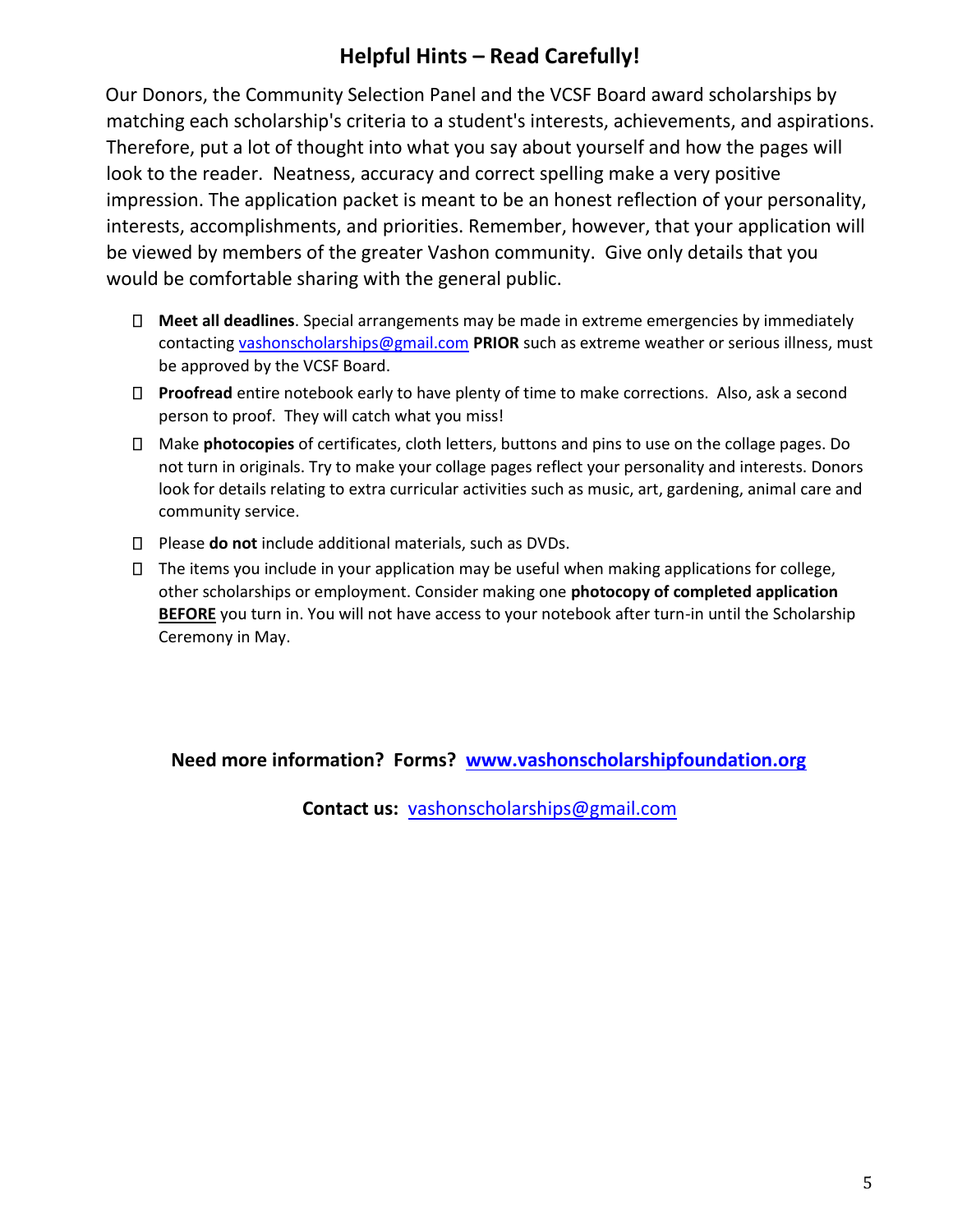## Helpful Hints – Read Carefully!

Our Donors, the Community Selection Panel and the VCSF Board award scholarships by matching each scholarship's criteria to a student's interests, achievements, and aspirations. Therefore, put a lot of thought into what you say about yourself and how the pages will look to the reader. Neatness, accuracy and correct spelling make a very positive impression. The application packet is meant to be an honest reflection of your personality, interests, accomplishments, and priorities. Remember, however, that your application will be viewed by members of the greater Vashon community. Give only details that you would be comfortable sharing with the general public.

- **Meet all deadlines**. Special arrangements may be made in extreme emergencies by immediately contacting vashonscholarships@gmail.com **PRIOR** such as extreme weather or serious illness, must be approved by the VCSF Board.
- **Proofread** entire notebook early to have plenty of time to make corrections. Also, ask a second person to proof. They will catch what you miss!
- Make **photocopies** of certificates, cloth letters, buttons and pins to use on the collage pages. Do not turn in originals. Try to make your collage pages reflect your personality and interests. Donors look for details relating to extra curricular activities such as music, art, gardening, animal care and community service.
- Please **do not** include additional materials, such as DVDs.
- The items you include in your application may be useful when making applications for college, other scholarships or employment. Consider making one **photocopy of completed application <u>BEFORE</u>** you turn in. You will not have access to your notebook after turn-in until the Scholarship Ceremony in May.

**Need more information? Forms? www.vashonscholarshipfoundation.org**

**Contact us:** vashonscholarships@gmail.com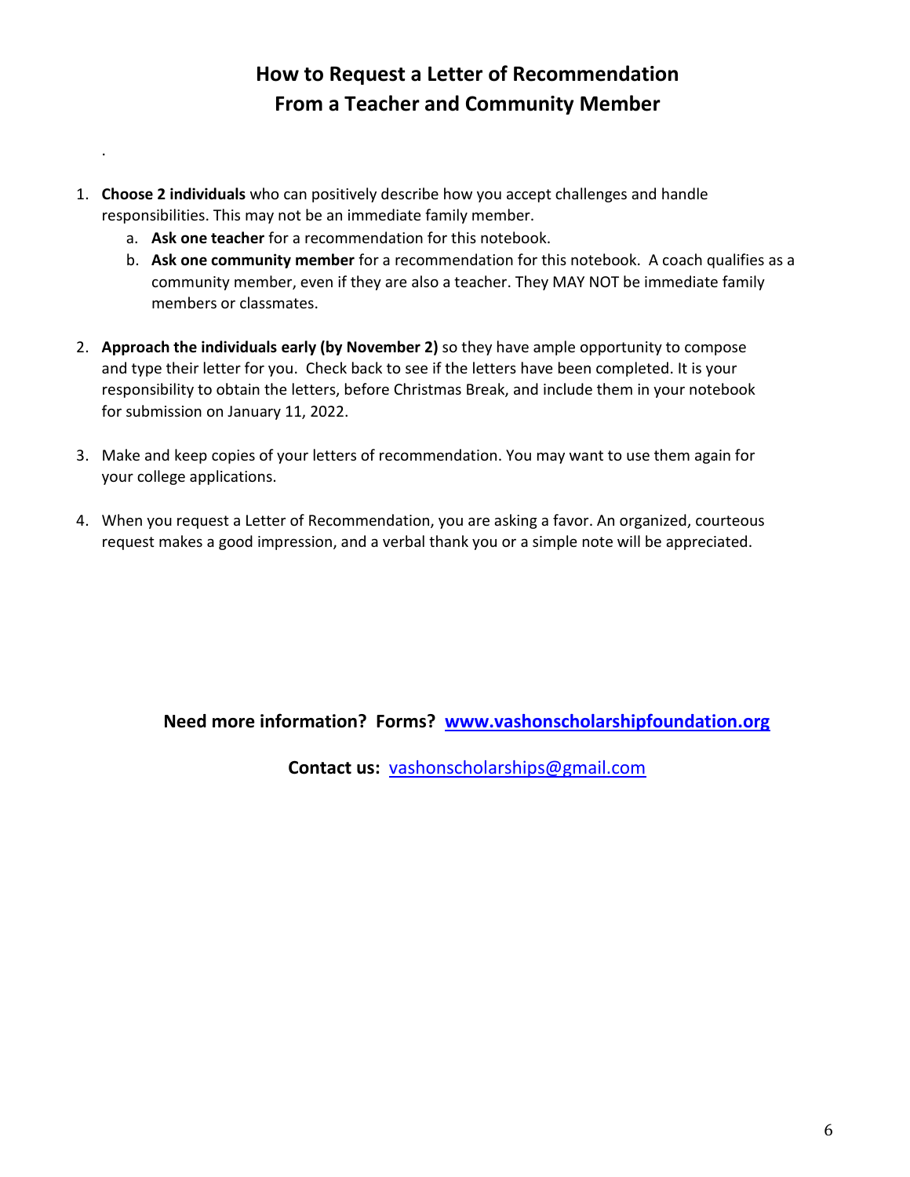# How to Request a Letter of Recommendation
# From a Teacher and Community Member

.

1. **Choose 2 individuals** who can positively describe how you accept challenges and handle responsibilities. This may not be an immediate family member.
   a. **Ask one teacher** for a recommendation for this notebook.
   b. **Ask one community member** for a recommendation for this notebook. A coach qualifies as a community member, even if they are also a teacher. They MAY NOT be immediate family members or classmates.

2. **Approach the individuals early (by November 2)** so they have ample opportunity to compose and type their letter for you. Check back to see if the letters have been completed. It is your responsibility to obtain the letters, before Christmas Break, and include them in your notebook for submission on January 11, 2022.

3. Make and keep copies of your letters of recommendation. You may want to use them again for your college applications.

4. When you request a Letter of Recommendation, you are asking a favor. An organized, courteous request makes a good impression, and a verbal thank you or a simple note will be appreciated.

**Need more information? Forms? [www.vashonscholarshipfoundation.org](http://www.vashonscholarshipfoundation.org)**

**Contact us:** [vashonscholarships@gmail.com](mailto:vashonscholarships@gmail.com)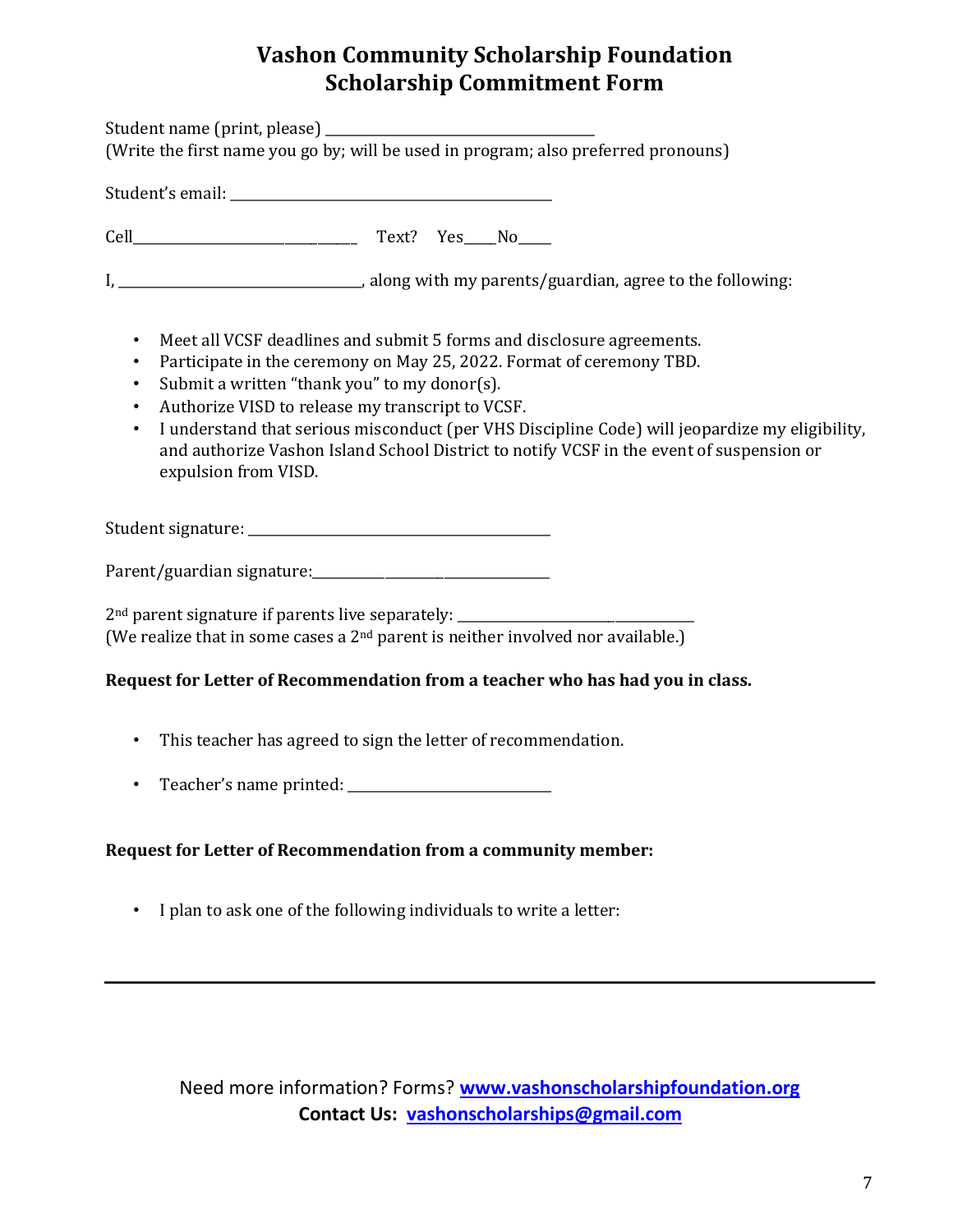# Vashon Community Scholarship Foundation
# Scholarship Commitment Form

Student name (print, please) ____________________________________
(Write the first name you go by; will be used in program; also preferred pronouns)

Student's email: ___________________________________________

Cell_______________________________ Text? Yes____No_____

I, _________________________________, along with my parents/guardian, agree to the following:

- Meet all VCSF deadlines and submit 5 forms and disclosure agreements.
- Participate in the ceremony on May 25, 2022. Format of ceremony TBD.
- Submit a written "thank you" to my donor(s).
- Authorize VISD to release my transcript to VCSF.
- I understand that serious misconduct (per VHS Discipline Code) will jeopardize my eligibility, and authorize Vashon Island School District to notify VCSF in the event of suspension or expulsion from VISD.

Student signature: ________________________________________

Parent/guardian signature:_________________________________

2nd parent signature if parents live separately: _________________________________
(We realize that in some cases a 2nd parent is neither involved nor available.)

**Request for Letter of Recommendation from a teacher who has had you in class.**

- This teacher has agreed to sign the letter of recommendation.
- Teacher's name printed: ___________________________

**Request for Letter of Recommendation from a community member:**

- I plan to ask one of the following individuals to write a letter:

---

Need more information? Forms? **[www.vashonscholarshipfoundation.org](http://www.vashonscholarshipfoundation.org)**
**Contact Us: [vashonscholarships@gmail.com](mailto:vashonscholarships@gmail.com)**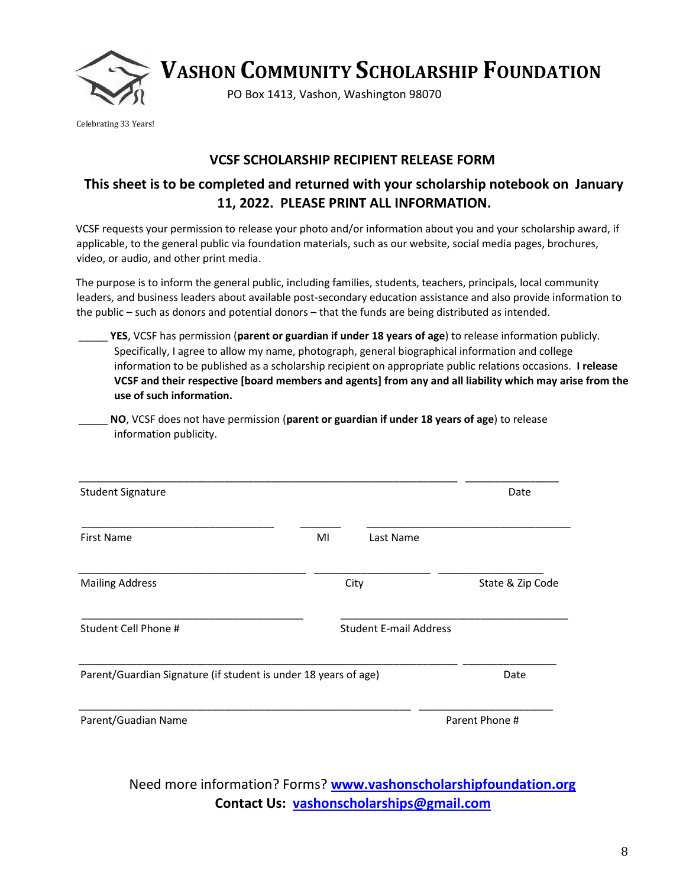# VASHON COMMUNITY SCHOLARSHIP FOUNDATION

PO Box 1413, Vashon, Washington 98070

Celebrating 33 Years!

## VCSF SCHOLARSHIP RECIPIENT RELEASE FORM

### This sheet is to be completed and returned with your scholarship notebook on January 11, 2022. PLEASE PRINT ALL INFORMATION.

VCSF requests your permission to release your photo and/or information about you and your scholarship award, if applicable, to the general public via foundation materials, such as our website, social media pages, brochures, video, or audio, and other print media.

The purpose is to inform the general public, including families, students, teachers, principals, local community leaders, and business leaders about available post-secondary education assistance and also provide information to the public – such as donors and potential donors – that the funds are being distributed as intended.

_____ **YES**, VCSF has permission (**parent or guardian if under 18 years of age**) to release information publicly. Specifically, I agree to allow my name, photograph, general biographical information and college information to be published as a scholarship recipient on appropriate public relations occasions. **I release VCSF and their respective [board members and agents] from any and all liability which may arise from the use of such information.**

_____ **NO**, VCSF does not have permission (**parent or guardian if under 18 years of age**) to release information publicity.

_______________________________________________ ________________
Student Signature Date

______________________ _____ ______________________
First Name MI Last Name

__________________________ ______________ ____________
Mailing Address City State & Zip Code

__________________________ __________________________
Student Cell Phone # Student E-mail Address

_______________________________________________ ________________
Parent/Guardian Signature (if student is under 18 years of age) Date

_______________________________________ ________________
Parent/Guadian Name Parent Phone #

Need more information? Forms? **www.vashonscholarshipfoundation.org**
**Contact Us: vashonscholarships@gmail.com**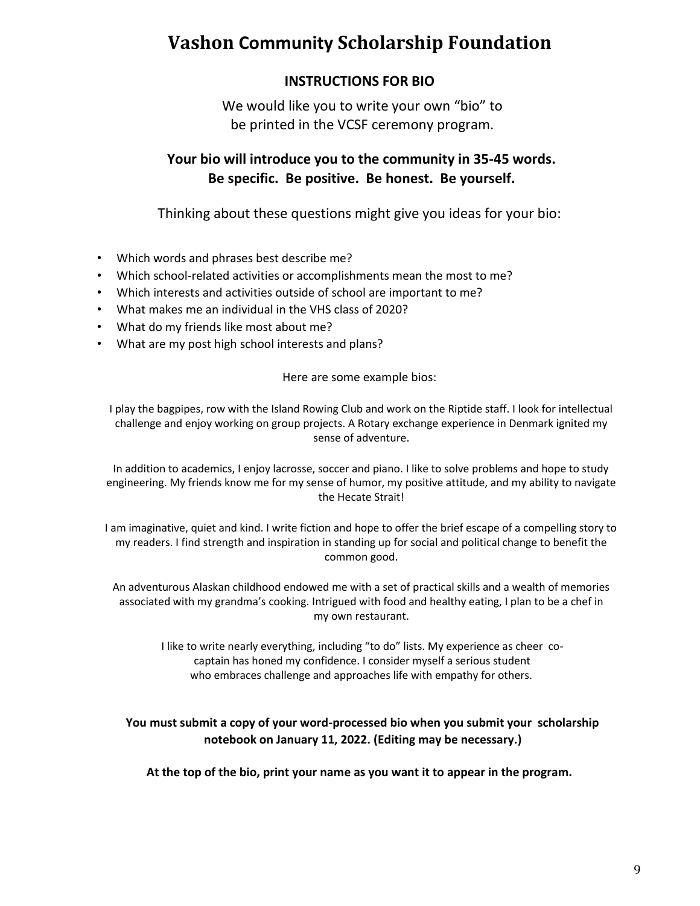# Vashon Community Scholarship Foundation

## INSTRUCTIONS FOR BIO

We would like you to write your own "bio" to be printed in the VCSF ceremony program.

**Your bio will introduce you to the community in 35-45 words.**
**Be specific. Be positive. Be honest. Be yourself.**

Thinking about these questions might give you ideas for your bio:

- Which words and phrases best describe me?
- Which school-related activities or accomplishments mean the most to me?
- Which interests and activities outside of school are important to me?
- What makes me an individual in the VHS class of 2020?
- What do my friends like most about me?
- What are my post high school interests and plans?

Here are some example bios:

I play the bagpipes, row with the Island Rowing Club and work on the Riptide staff. I look for intellectual challenge and enjoy working on group projects. A Rotary exchange experience in Denmark ignited my sense of adventure.

In addition to academics, I enjoy lacrosse, soccer and piano. I like to solve problems and hope to study engineering. My friends know me for my sense of humor, my positive attitude, and my ability to navigate the Hecate Strait!

I am imaginative, quiet and kind. I write fiction and hope to offer the brief escape of a compelling story to my readers. I find strength and inspiration in standing up for social and political change to benefit the common good.

An adventurous Alaskan childhood endowed me with a set of practical skills and a wealth of memories associated with my grandma's cooking. Intrigued with food and healthy eating, I plan to be a chef in my own restaurant.

I like to write nearly everything, including "to do" lists. My experience as cheer co-captain has honed my confidence. I consider myself a serious student who embraces challenge and approaches life with empathy for others.

**You must submit a copy of your word-processed bio when you submit your scholarship notebook on January 11, 2022. (Editing may be necessary.)**

**At the top of the bio, print your name as you want it to appear in the program.**